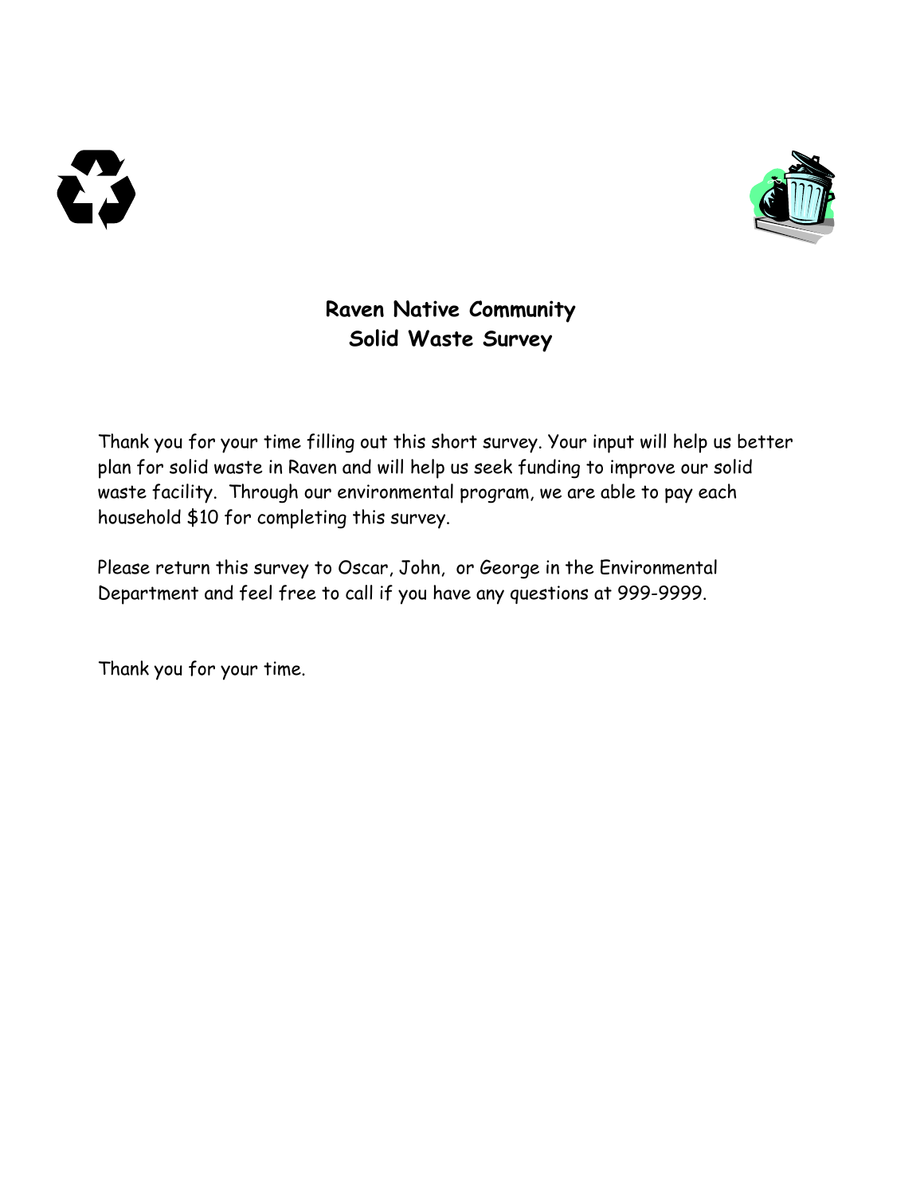# Raven Native Community
# Solid Waste Survey

Thank you for your time filling out this short survey. Your input will help us better plan for solid waste in Raven and will help us seek funding to improve our solid waste facility. Through our environmental program, we are able to pay each household $10 for completing this survey.

Please return this survey to Oscar, John, or George in the Environmental Department and feel free to call if you have any questions at 999-9999.

Thank you for your time.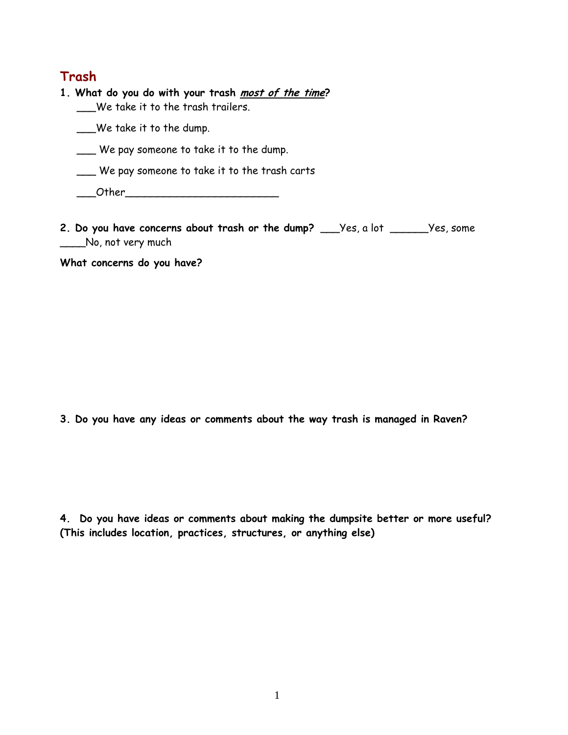## Trash

**1. What do you do with your trash *most of the time*?**

___We take it to the trash trailers.

___We take it to the dump.

___ We pay someone to take it to the dump.

___ We pay someone to take it to the trash carts

___Other_________________________

**2. Do you have concerns about trash or the dump?** ___Yes, a lot ______Yes, some ____No, not very much

**What concerns do you have?**

**3. Do you have any ideas or comments about the way trash is managed in Raven?**

**4. Do you have ideas or comments about making the dumpsite better or more useful? (This includes location, practices, structures, or anything else)**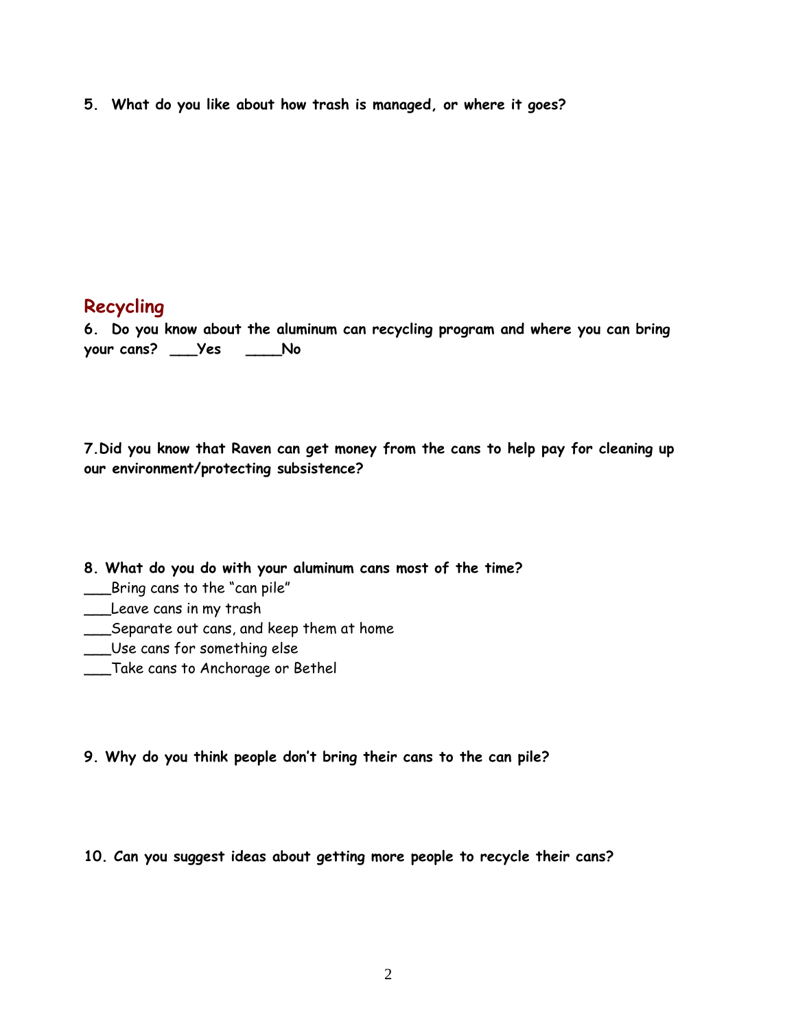**5. What do you like about how trash is managed, or where it goes?**

## Recycling

**6. Do you know about the aluminum can recycling program and where you can bring your cans? ___Yes ____No**

**7.Did you know that Raven can get money from the cans to help pay for cleaning up our environment/protecting subsistence?**

**8. What do you do with your aluminum cans most of the time?**

___Bring cans to the "can pile"
___Leave cans in my trash
___Separate out cans, and keep them at home
___Use cans for something else
___Take cans to Anchorage or Bethel

**9. Why do you think people don't bring their cans to the can pile?**

**10. Can you suggest ideas about getting more people to recycle their cans?**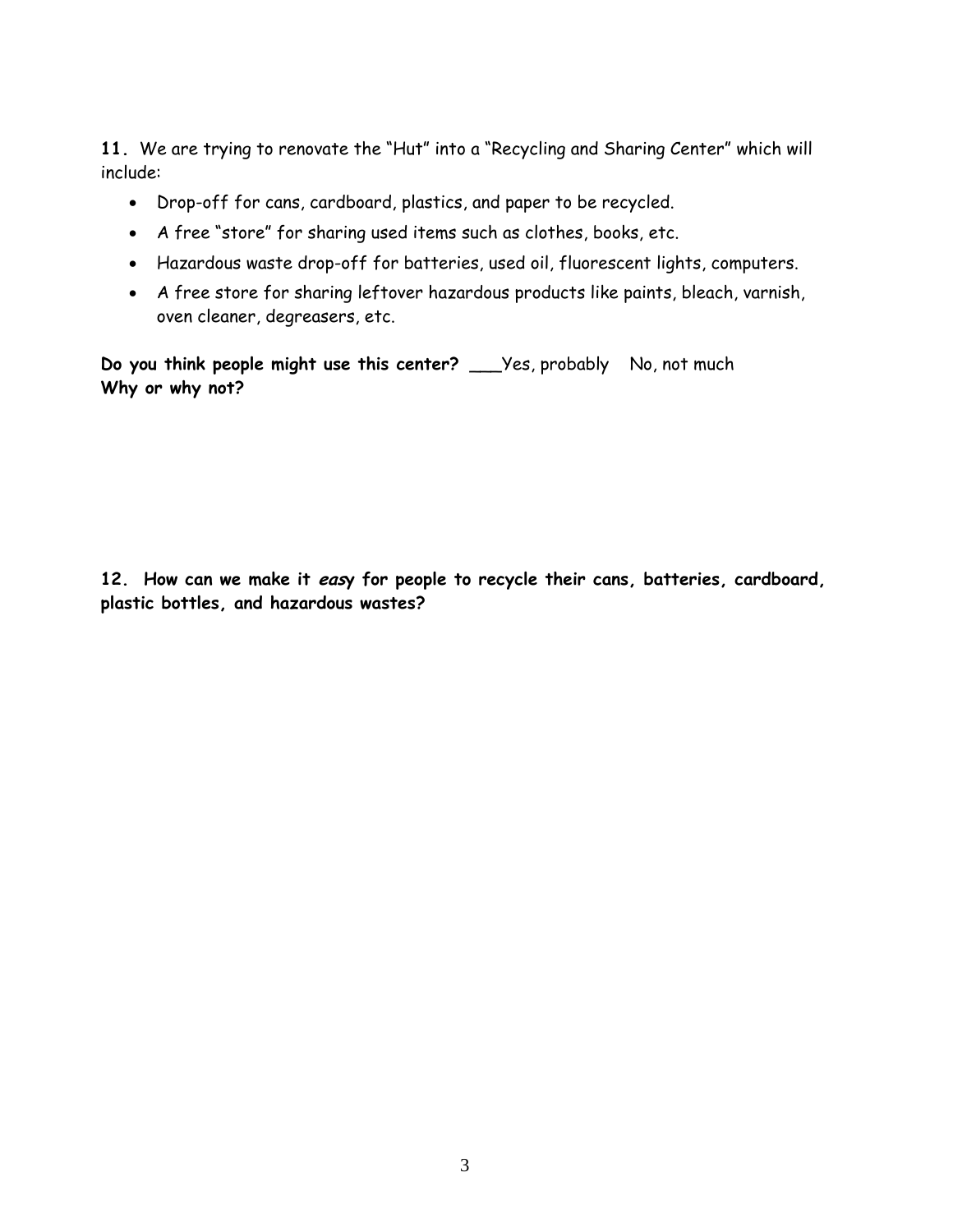**11.** We are trying to renovate the "Hut" into a "Recycling and Sharing Center" which will include:

- Drop-off for cans, cardboard, plastics, and paper to be recycled.
- A free "store" for sharing used items such as clothes, books, etc.
- Hazardous waste drop-off for batteries, used oil, fluorescent lights, computers.
- A free store for sharing leftover hazardous products like paints, bleach, varnish, oven cleaner, degreasers, etc.

**Do you think people might use this center?** ___Yes, probably   No, not much
**Why or why not?**

**12. How can we make it *easy* for people to recycle their cans, batteries, cardboard, plastic bottles, and hazardous wastes?**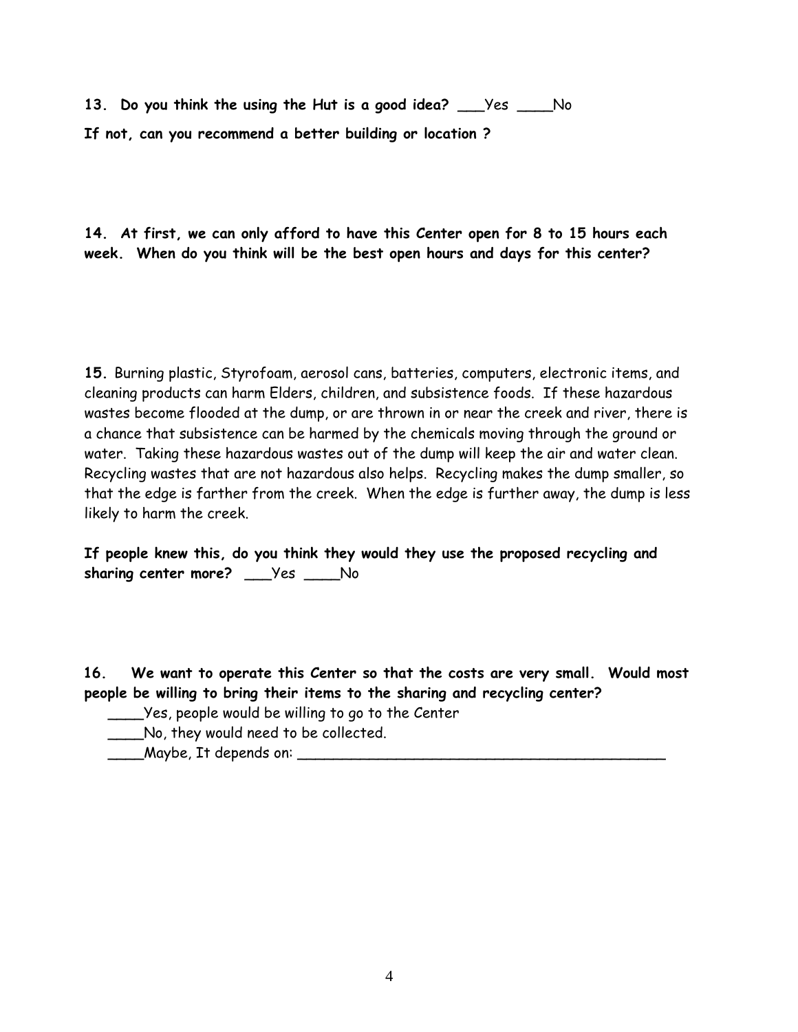**13. Do you think the using the Hut is a good idea? ___Yes ____No**

**If not, can you recommend a better building or location ?**

**14. At first, we can only afford to have this Center open for 8 to 15 hours each week. When do you think will be the best open hours and days for this center?**

**15.** Burning plastic, Styrofoam, aerosol cans, batteries, computers, electronic items, and cleaning products can harm Elders, children, and subsistence foods. If these hazardous wastes become flooded at the dump, or are thrown in or near the creek and river, there is a chance that subsistence can be harmed by the chemicals moving through the ground or water. Taking these hazardous wastes out of the dump will keep the air and water clean. Recycling wastes that are not hazardous also helps. Recycling makes the dump smaller, so that the edge is farther from the creek. When the edge is further away, the dump is less likely to harm the creek.

**If people knew this, do you think they would they use the proposed recycling and sharing center more? ___Yes ____No**

**16. We want to operate this Center so that the costs are very small. Would most people be willing to bring their items to the sharing and recycling center?**

____Yes, people would be willing to go to the Center

____No, they would need to be collected.

____Maybe, It depends on: ___________________________________________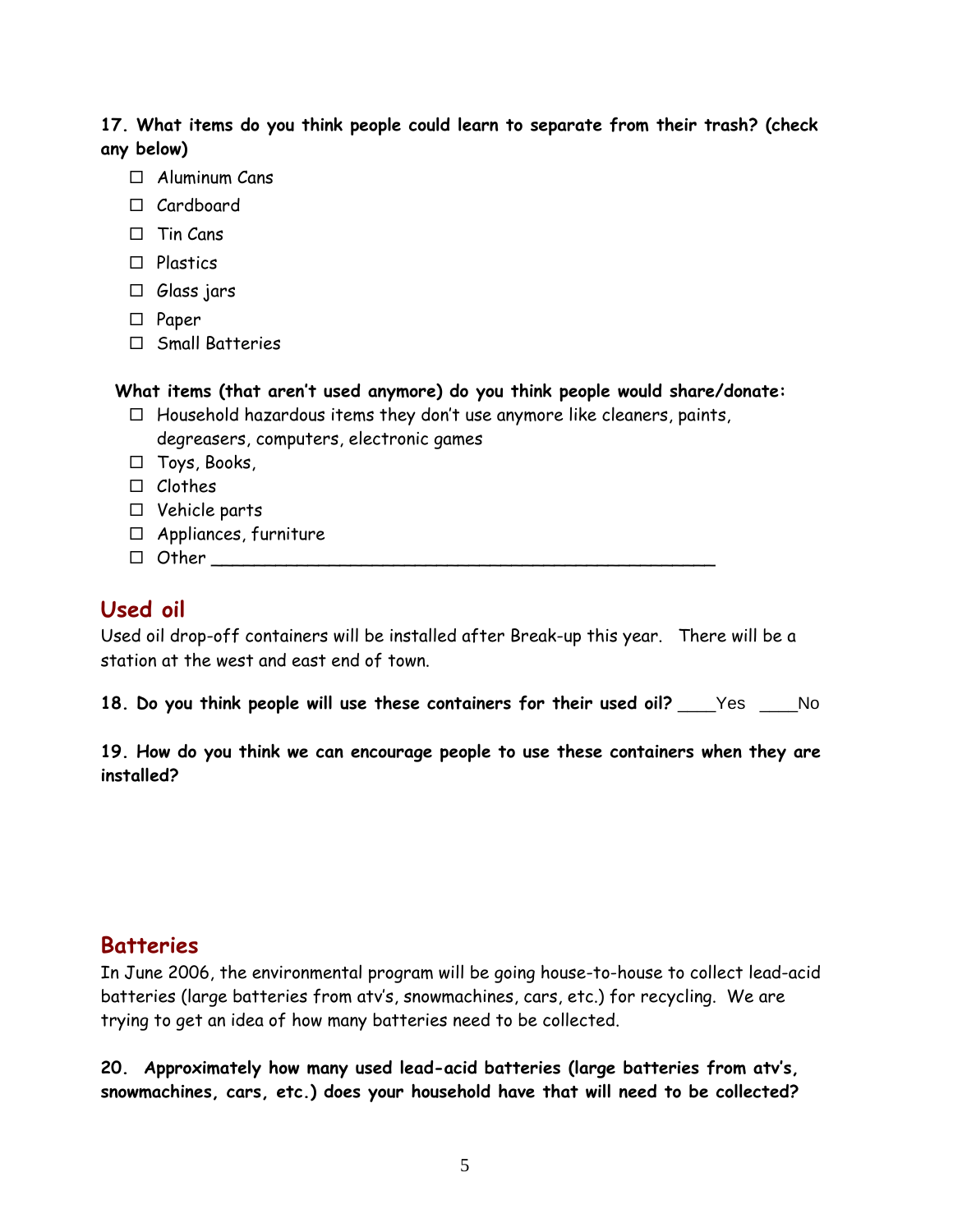**17. What items do you think people could learn to separate from their trash? (check any below)**

- ☐ Aluminum Cans
- ☐ Cardboard
- ☐ Tin Cans
- ☐ Plastics
- ☐ Glass jars
- ☐ Paper
- ☐ Small Batteries

**What items (that aren't used anymore) do you think people would share/donate:**

- ☐ Household hazardous items they don't use anymore like cleaners, paints, degreasers, computers, electronic games
- ☐ Toys, Books,
- ☐ Clothes
- ☐ Vehicle parts
- ☐ Appliances, furniture
- ☐ Other ___________________________________________________

## Used oil

Used oil drop-off containers will be installed after Break-up this year. There will be a station at the west and east end of town.

**18. Do you think people will use these containers for their used oil?** ____Yes ____No

**19. How do you think we can encourage people to use these containers when they are installed?**

## Batteries

In June 2006, the environmental program will be going house-to-house to collect lead-acid batteries (large batteries from atv's, snowmachines, cars, etc.) for recycling. We are trying to get an idea of how many batteries need to be collected.

**20. Approximately how many used lead-acid batteries (large batteries from atv's, snowmachines, cars, etc.) does your household have that will need to be collected?**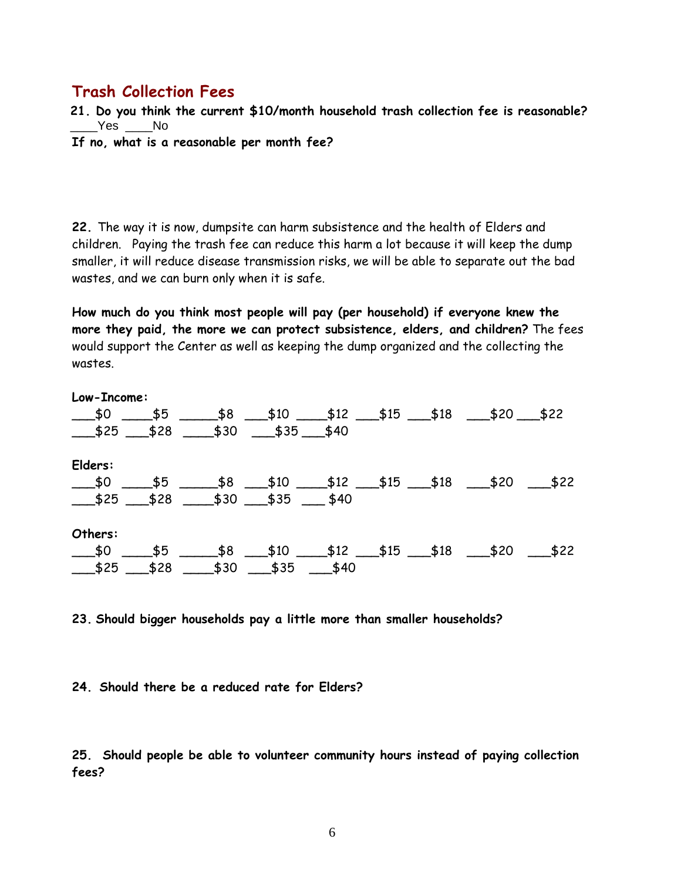## Trash Collection Fees

**21. Do you think the current $10/month household trash collection fee is reasonable?**
____Yes ____No

**If no, what is a reasonable per month fee?**

**22.** The way it is now, dumpsite can harm subsistence and the health of Elders and children. Paying the trash fee can reduce this harm a lot because it will keep the dump smaller, it will reduce disease transmission risks, we will be able to separate out the bad wastes, and we can burn only when it is safe.

**How much do you think most people will pay (per household) if everyone knew the more they paid, the more we can protect subsistence, elders, and children?** The fees would support the Center as well as keeping the dump organized and the collecting the wastes.

**Low-Income:**
___$0 ____$5 _____$8 ___$10 ____$12 ___$15 ___$18 ___$20 ___$22
___$25 ___$28 ____$30 ___$35 ___$40

**Elders:**
___$0 ____$5 _____$8 ___$10 ____$12 ___$15 ___$18 ___$20 ___$22
___$25 ___$28 ____$30 ___$35 ___ $40

**Others:**
___$0 ____$5 _____$8 ___$10 ____$12 ___$15 ___$18 ___$20 ___$22
___$25 ___$28 ____$30 ___$35 ___$40

**23. Should bigger households pay a little more than smaller households?**

**24. Should there be a reduced rate for Elders?**

**25. Should people be able to volunteer community hours instead of paying collection fees?**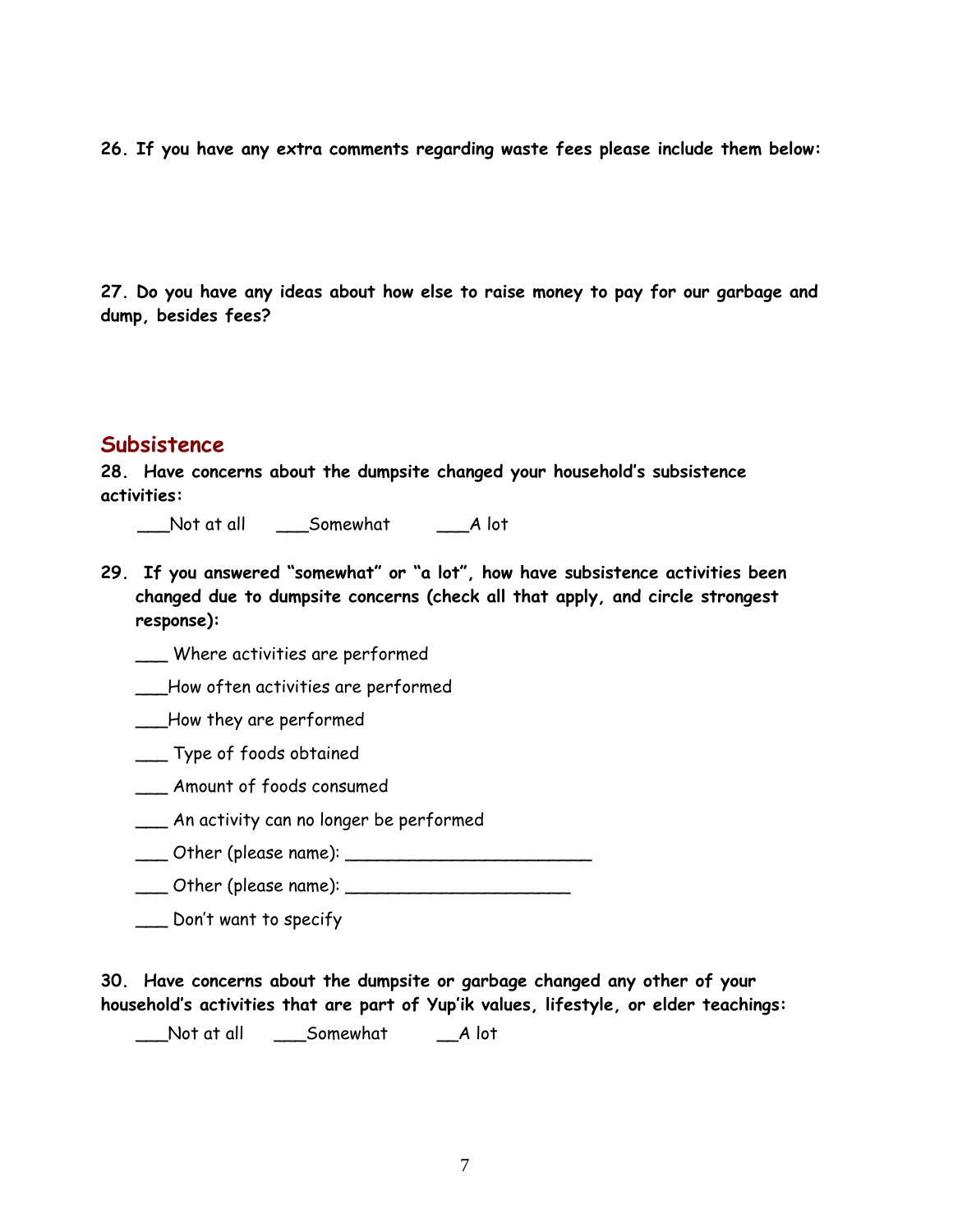**26. If you have any extra comments regarding waste fees please include them below:**

**27. Do you have any ideas about how else to raise money to pay for our garbage and dump, besides fees?**

## Subsistence

**28. Have concerns about the dumpsite changed your household's subsistence activities:**

___Not at all ___Somewhat ___A lot

**29. If you answered "somewhat" or "a lot", how have subsistence activities been changed due to dumpsite concerns (check all that apply, and circle strongest response):**

___ Where activities are performed

___How often activities are performed

___How they are performed

___ Type of foods obtained

___ Amount of foods consumed

___ An activity can no longer be performed

___ Other (please name): ________________________

___ Other (please name): ______________________

___ Don't want to specify

**30. Have concerns about the dumpsite or garbage changed any other of your household's activities that are part of Yup'ik values, lifestyle, or elder teachings:**

___Not at all ___Somewhat __A lot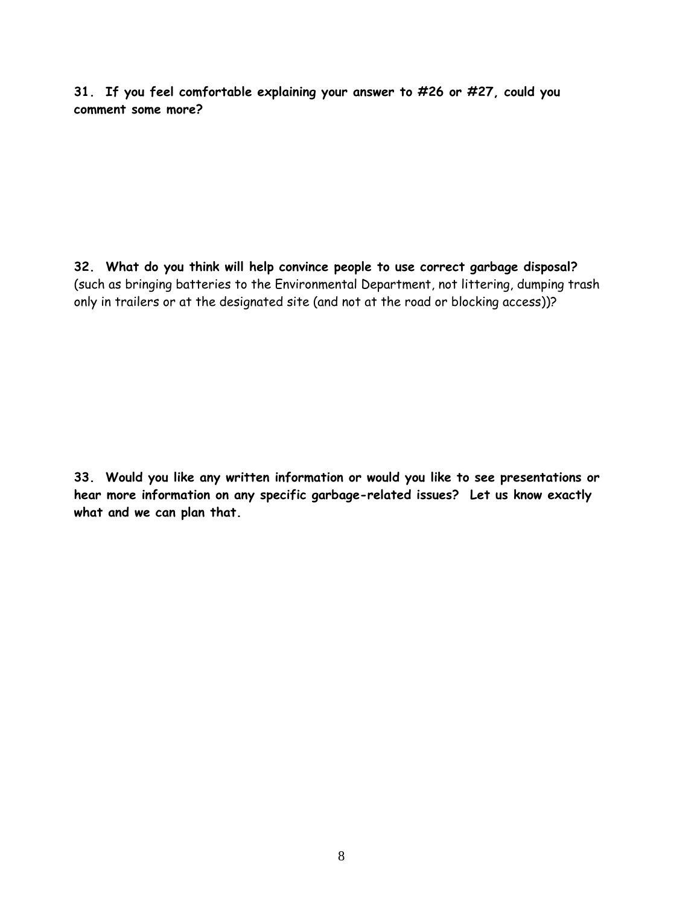**31. If you feel comfortable explaining your answer to #26 or #27, could you comment some more?**

**32. What do you think will help convince people to use correct garbage disposal?** (such as bringing batteries to the Environmental Department, not littering, dumping trash only in trailers or at the designated site (and not at the road or blocking access))?

**33. Would you like any written information or would you like to see presentations or hear more information on any specific garbage-related issues? Let us know exactly what and we can plan that.**